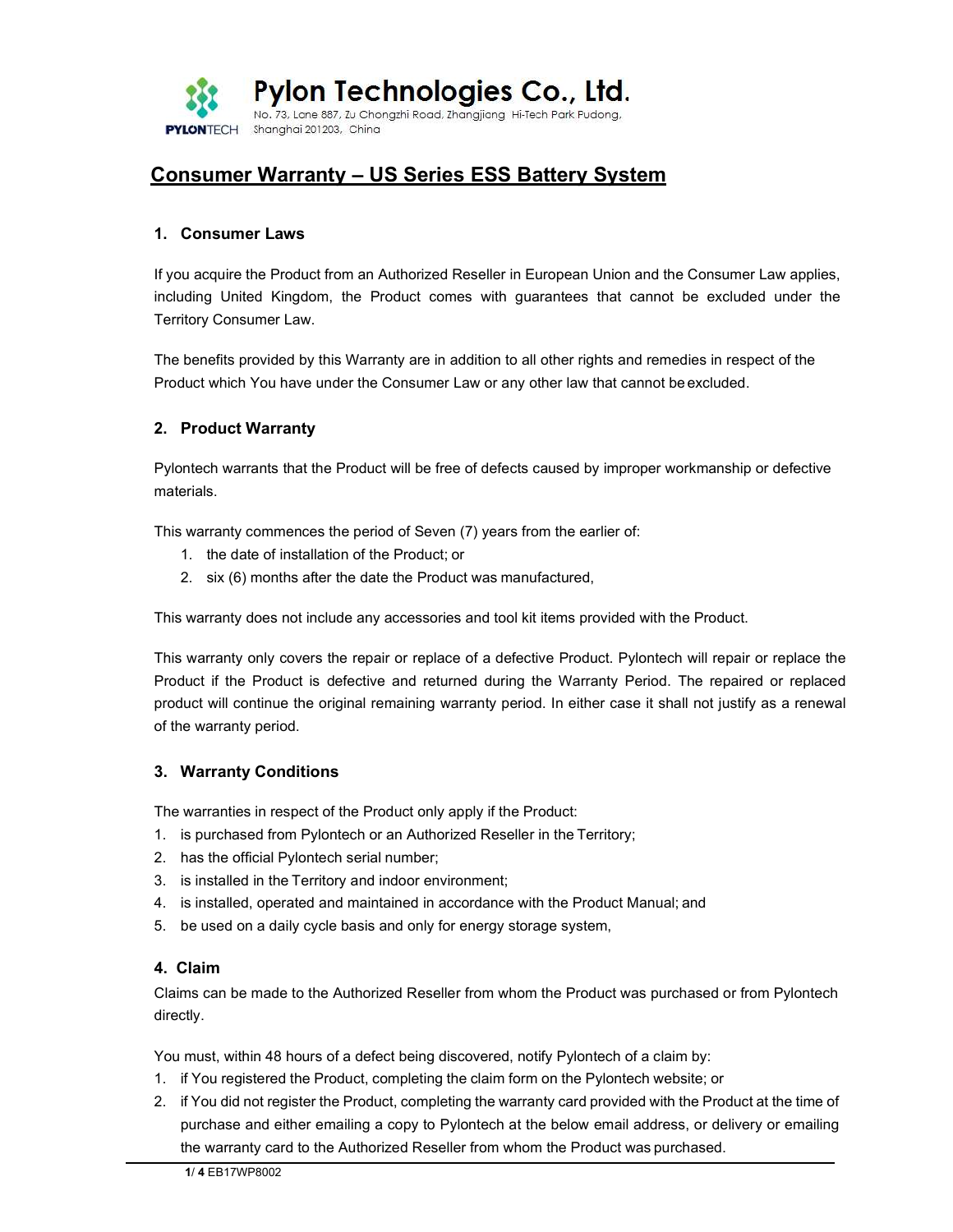**Pylon Technologies Co., Ltd.**

No. 73, Lane 887, Zu Chongzhi Road, Zhangjiang Hi-Tech Park Pudong, Shanghai 201203, China

# Consumer Warranty – US Series ESS Battery System

## 1. Consumer Laws

If you acquire the Product from an Authorized Reseller in European Union and the Consumer Law applies, including United Kingdom, the Product comes with guarantees that cannot be excluded under the Territory Consumer Law.

The benefits provided by this Warranty are in addition to all other rights and remedies in respect of the Product which You have under the Consumer Law or any other law that cannot be excluded.

## 2. Product Warranty

Pylontech warrants that the Product will be free of defects caused by improper workmanship or defective materials.

This warranty commences the period of Seven (7) years from the earlier of:

1. the date of installation of the Product; or
2. six (6) months after the date the Product was manufactured,

This warranty does not include any accessories and tool kit items provided with the Product.

This warranty only covers the repair or replace of a defective Product. Pylontech will repair or replace the Product if the Product is defective and returned during the Warranty Period. The repaired or replaced product will continue the original remaining warranty period. In either case it shall not justify as a renewal of the warranty period.

## 3. Warranty Conditions

The warranties in respect of the Product only apply if the Product:

1. is purchased from Pylontech or an Authorized Reseller in the Territory;
2. has the official Pylontech serial number;
3. is installed in the Territory and indoor environment;
4. is installed, operated and maintained in accordance with the Product Manual; and
5. be used on a daily cycle basis and only for energy storage system,

## 4. Claim

Claims can be made to the Authorized Reseller from whom the Product was purchased or from Pylontech directly.

You must, within 48 hours of a defect being discovered, notify Pylontech of a claim by:

1. if You registered the Product, completing the claim form on the Pylontech website; or
2. if You did not register the Product, completing the warranty card provided with the Product at the time of purchase and either emailing a copy to Pylontech at the below email address, or delivery or emailing the warranty card to the Authorized Reseller from whom the Product was purchased.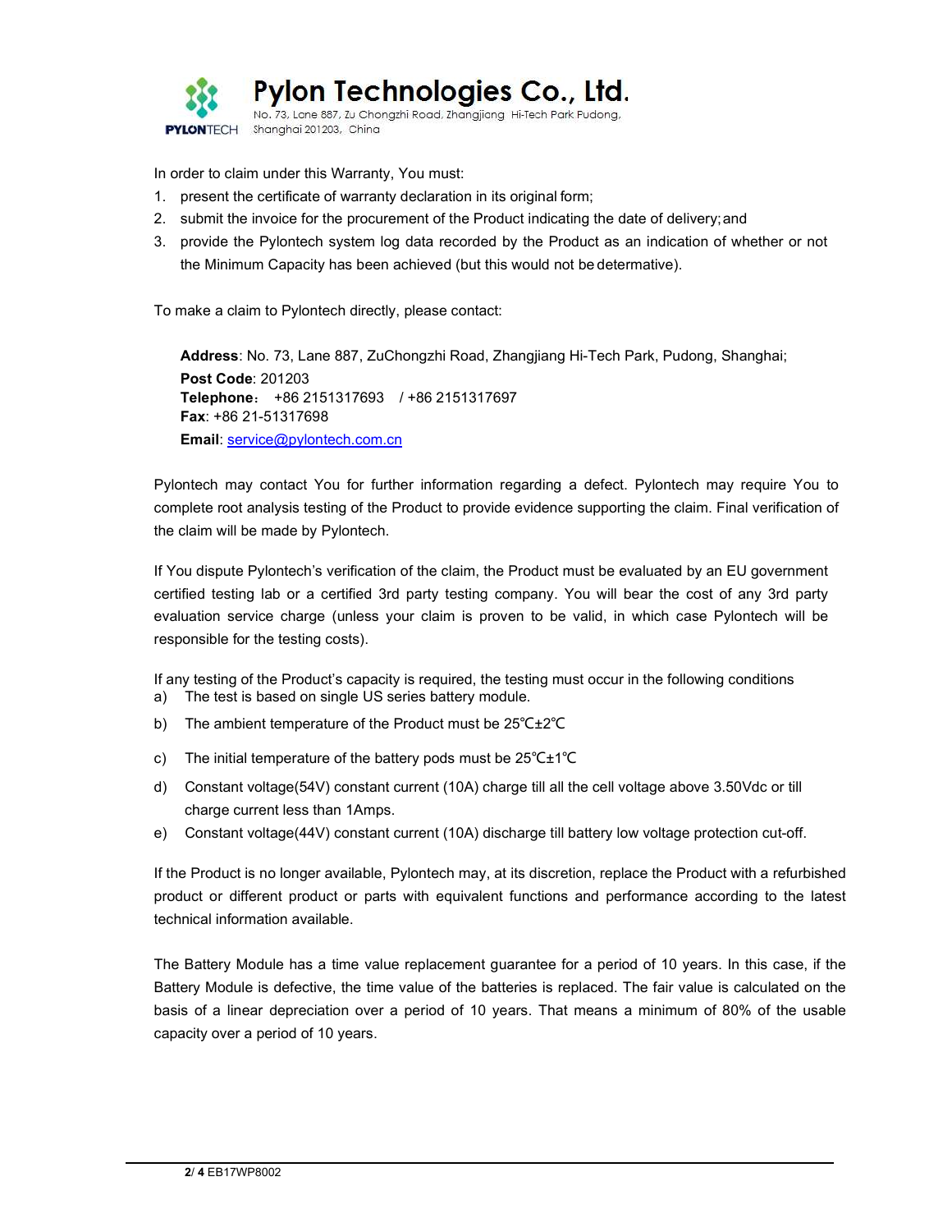In order to claim under this Warranty, You must:

1. present the certificate of warranty declaration in its original form;
2. submit the invoice for the procurement of the Product indicating the date of delivery; and
3. provide the Pylontech system log data recorded by the Product as an indication of whether or not the Minimum Capacity has been achieved (but this would not be determative).

To make a claim to Pylontech directly, please contact:

**Address**: No. 73, Lane 887, ZuChongzhi Road, Zhangjiang Hi-Tech Park, Pudong, Shanghai;
**Post Code**: 201203
**Telephone**： +86 2151317693 / +86 2151317697
**Fax**: +86 21-51317698
**Email**: service@pylontech.com.cn

Pylontech may contact You for further information regarding a defect. Pylontech may require You to complete root analysis testing of the Product to provide evidence supporting the claim. Final verification of the claim will be made by Pylontech.

If You dispute Pylontech's verification of the claim, the Product must be evaluated by an EU government certified testing lab or a certified 3rd party testing company. You will bear the cost of any 3rd party evaluation service charge (unless your claim is proven to be valid, in which case Pylontech will be responsible for the testing costs).

If any testing of the Product's capacity is required, the testing must occur in the following conditions

a) The test is based on single US series battery module.
b) The ambient temperature of the Product must be 25℃±2℃
c) The initial temperature of the battery pods must be 25℃±1℃
d) Constant voltage(54V) constant current (10A) charge till all the cell voltage above 3.50Vdc or till charge current less than 1Amps.
e) Constant voltage(44V) constant current (10A) discharge till battery low voltage protection cut-off.

If the Product is no longer available, Pylontech may, at its discretion, replace the Product with a refurbished product or different product or parts with equivalent functions and performance according to the latest technical information available.

The Battery Module has a time value replacement guarantee for a period of 10 years. In this case, if the Battery Module is defective, the time value of the batteries is replaced. The fair value is calculated on the basis of a linear depreciation over a period of 10 years. That means a minimum of 80% of the usable capacity over a period of 10 years.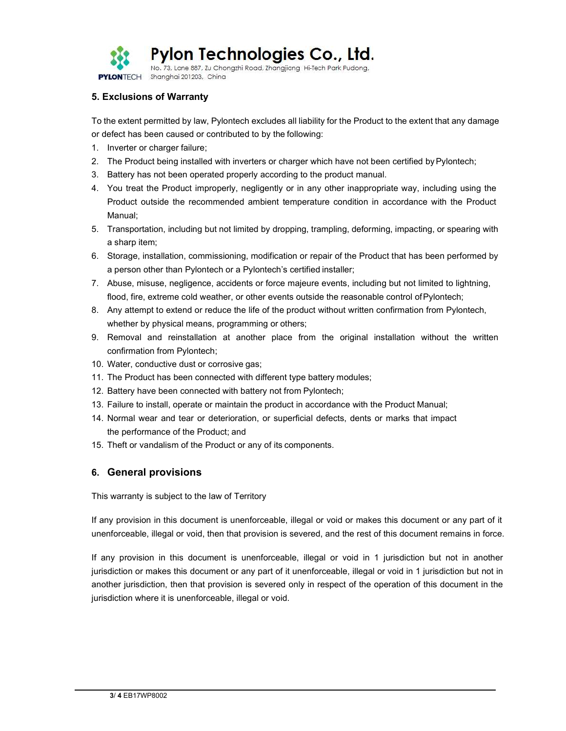## 5. Exclusions of Warranty

To the extent permitted by law, Pylontech excludes all liability for the Product to the extent that any damage or defect has been caused or contributed to by the following:

1. Inverter or charger failure;
2. The Product being installed with inverters or charger which have not been certified by Pylontech;
3. Battery has not been operated properly according to the product manual.
4. You treat the Product improperly, negligently or in any other inappropriate way, including using the Product outside the recommended ambient temperature condition in accordance with the Product Manual;
5. Transportation, including but not limited by dropping, trampling, deforming, impacting, or spearing with a sharp item;
6. Storage, installation, commissioning, modification or repair of the Product that has been performed by a person other than Pylontech or a Pylontech's certified installer;
7. Abuse, misuse, negligence, accidents or force majeure events, including but not limited to lightning, flood, fire, extreme cold weather, or other events outside the reasonable control of Pylontech;
8. Any attempt to extend or reduce the life of the product without written confirmation from Pylontech, whether by physical means, programming or others;
9. Removal and reinstallation at another place from the original installation without the written confirmation from Pylontech;
10. Water, conductive dust or corrosive gas;
11. The Product has been connected with different type battery modules;
12. Battery have been connected with battery not from Pylontech;
13. Failure to install, operate or maintain the product in accordance with the Product Manual;
14. Normal wear and tear or deterioration, or superficial defects, dents or marks that impact the performance of the Product; and
15. Theft or vandalism of the Product or any of its components.

## 6. General provisions

This warranty is subject to the law of Territory

If any provision in this document is unenforceable, illegal or void or makes this document or any part of it unenforceable, illegal or void, then that provision is severed, and the rest of this document remains in force.

If any provision in this document is unenforceable, illegal or void in 1 jurisdiction but not in another jurisdiction or makes this document or any part of it unenforceable, illegal or void in 1 jurisdiction but not in another jurisdiction, then that provision is severed only in respect of the operation of this document in the jurisdiction where it is unenforceable, illegal or void.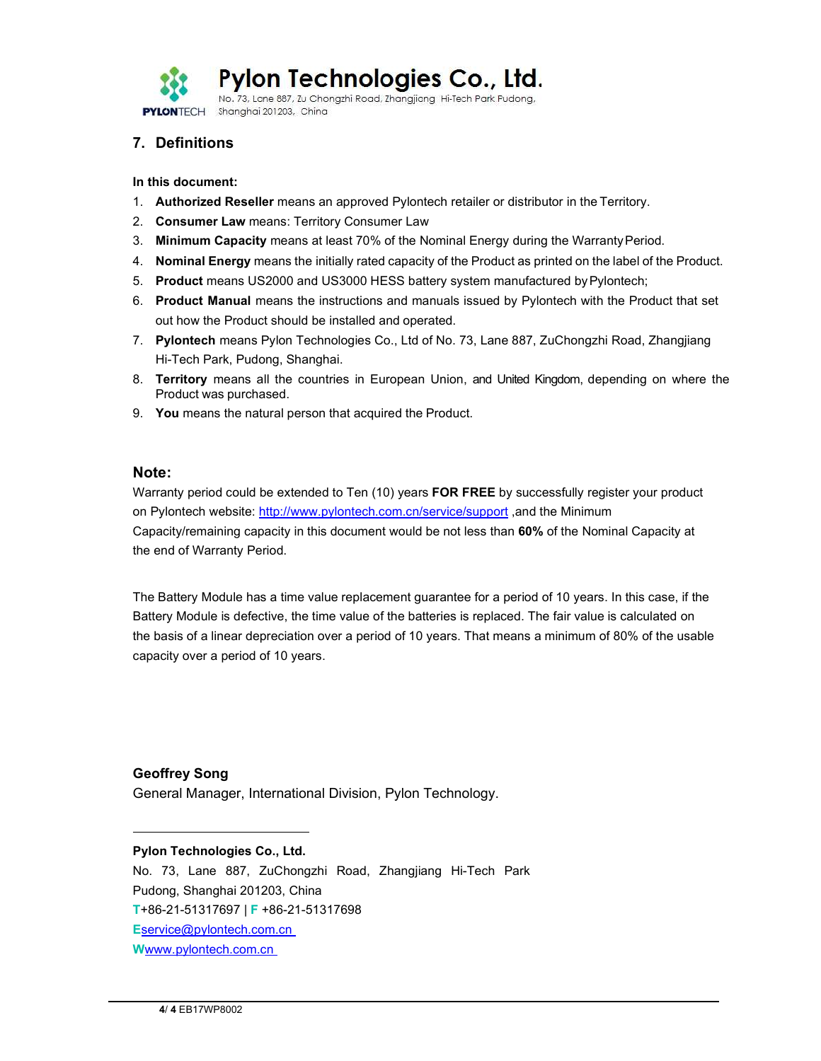## 7. Definitions

**In this document:**

1. **Authorized Reseller** means an approved Pylontech retailer or distributor in the Territory.
2. **Consumer Law** means: Territory Consumer Law
3. **Minimum Capacity** means at least 70% of the Nominal Energy during the Warranty Period.
4. **Nominal Energy** means the initially rated capacity of the Product as printed on the label of the Product.
5. **Product** means US2000 and US3000 HESS battery system manufactured by Pylontech;
6. **Product Manual** means the instructions and manuals issued by Pylontech with the Product that set out how the Product should be installed and operated.
7. **Pylontech** means Pylon Technologies Co., Ltd of No. 73, Lane 887, ZuChongzhi Road, Zhangjiang Hi-Tech Park, Pudong, Shanghai.
8. **Territory** means all the countries in European Union, and United Kingdom, depending on where the Product was purchased.
9. **You** means the natural person that acquired the Product.

## Note:

Warranty period could be extended to Ten (10) years **FOR FREE** by successfully register your product on Pylontech website: http://www.pylontech.com.cn/service/support ,and the Minimum Capacity/remaining capacity in this document would be not less than **60%** of the Nominal Capacity at the end of Warranty Period.

The Battery Module has a time value replacement guarantee for a period of 10 years. In this case, if the Battery Module is defective, the time value of the batteries is replaced. The fair value is calculated on the basis of a linear depreciation over a period of 10 years. That means a minimum of 80% of the usable capacity over a period of 10 years.

**Geoffrey Song**
General Manager, International Division, Pylon Technology.

**Pylon Technologies Co., Ltd.**
No. 73, Lane 887, ZuChongzhi Road, Zhangjiang Hi-Tech Park
Pudong, Shanghai 201203, China
T+86-21-51317697 | F +86-21-51317698
Eservice@pylontech.com.cn
Wwww.pylontech.com.cn

EB17WP8002